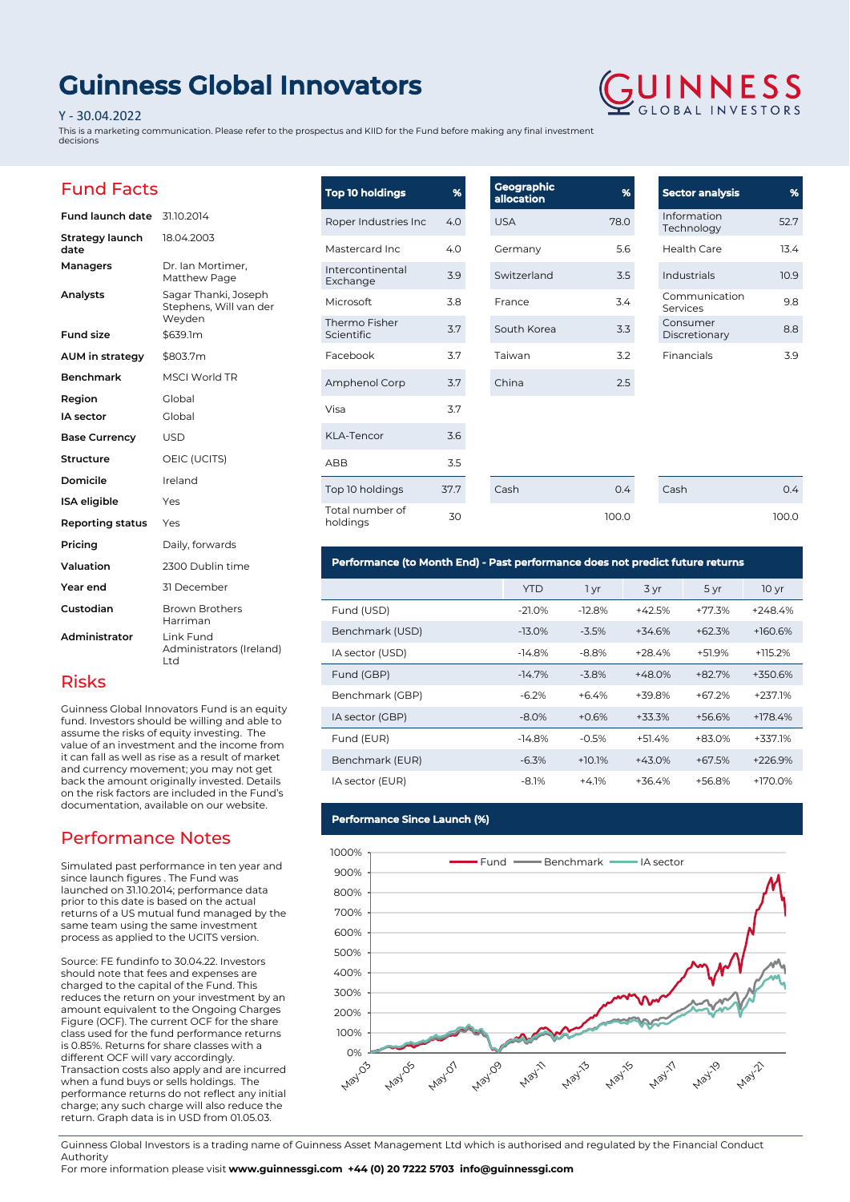# Guinness Global Innovators

Y - 30.04.2022

This is a marketing communication. Please refer to the prospectus and KIID for the Fund before making any final investment decisions

GUINNESS GLOBAL INVESTORS

## Fund Facts

| | |
|---|---|
| **Fund launch date** | 31.10.2014 |
| **Strategy launch date** | 18.04.2003 |
| **Managers** | Dr. Ian Mortimer, Matthew Page |
| **Analysts** | Sagar Thanki, Joseph Stephens, Will van der Weyden |
| **Fund size** | $639.1m |
| **AUM in strategy** | $803.7m |
| **Benchmark** | MSCI World TR |
| **Region** | Global |
| **IA sector** | Global |
| **Base Currency** | USD |
| **Structure** | OEIC (UCITS) |
| **Domicile** | Ireland |
| **ISA eligible** | Yes |
| **Reporting status** | Yes |
| **Pricing** | Daily, forwards |
| **Valuation** | 2300 Dublin time |
| **Year end** | 31 December |
| **Custodian** | Brown Brothers Harriman |
| **Administrator** | Link Fund Administrators (Ireland) Ltd |

## Risks

Guinness Global Innovators Fund is an equity fund. Investors should be willing and able to assume the risks of equity investing. The value of an investment and the income from it can fall as well as rise as a result of market and currency movement; you may not get back the amount originally invested. Details on the risk factors are included in the Fund's documentation, available on our website.

## Performance Notes

Simulated past performance in ten year and since launch figures . The Fund was launched on 31.10.2014; performance data prior to this date is based on the actual returns of a US mutual fund managed by the same team using the same investment process as applied to the UCITS version.

Source: FE fundinfo to 30.04.22. Investors should note that fees and expenses are charged to the capital of the Fund. This reduces the return on your investment by an amount equivalent to the Ongoing Charges Figure (OCF). The current OCF for the share class used for the fund performance returns is 0.85%. Returns for share classes with a different OCF will vary accordingly. Transaction costs also apply and are incurred when a fund buys or sells holdings. The performance returns do not reflect any initial charge; any such charge will also reduce the return. Graph data is in USD from 01.05.03.

| Top 10 holdings | % |
|---|---|
| Roper Industries Inc | 4.0 |
| Mastercard Inc | 4.0 |
| Intercontinental Exchange | 3.9 |
| Microsoft | 3.8 |
| Thermo Fisher Scientific | 3.7 |
| Facebook | 3.7 |
| Amphenol Corp | 3.7 |
| Visa | 3.7 |
| KLA-Tencor | 3.6 |
| ABB | 3.5 |
| Top 10 holdings | 37.7 |
| Total number of holdings | 30 |

| Geographic allocation | % |
|---|---|
| USA | 78.0 |
| Germany | 5.6 |
| Switzerland | 3.5 |
| France | 3.4 |
| South Korea | 3.3 |
| Taiwan | 3.2 |
| China | 2.5 |
| Cash | 0.4 |
| | 100.0 |

| Sector analysis | % |
|---|---|
| Information Technology | 52.7 |
| Health Care | 13.4 |
| Industrials | 10.9 |
| Communication Services | 9.8 |
| Consumer Discretionary | 8.8 |
| Financials | 3.9 |
| Cash | 0.4 |
| | 100.0 |

### Performance (to Month End) - Past performance does not predict future returns

| | YTD | 1 yr | 3 yr | 5 yr | 10 yr |
|---|---|---|---|---|---|
| Fund (USD) | -21.0% | -12.8% | +42.5% | +77.3% | +248.4% |
| Benchmark (USD) | -13.0% | -3.5% | +34.6% | +62.3% | +160.6% |
| IA sector (USD) | -14.8% | -8.8% | +28.4% | +51.9% | +115.2% |
| Fund (GBP) | -14.7% | -3.8% | +48.0% | +82.7% | +350.6% |
| Benchmark (GBP) | -6.2% | +6.4% | +39.8% | +67.2% | +237.1% |
| IA sector (GBP) | -8.0% | +0.6% | +33.3% | +56.6% | +178.4% |
| Fund (EUR) | -14.8% | -0.5% | +51.4% | +83.0% | +337.1% |
| Benchmark (EUR) | -6.3% | +10.1% | +43.0% | +67.5% | +226.9% |
| IA sector (EUR) | -8.1% | +4.1% | +36.4% | +56.8% | +170.0% |

### Performance Since Launch (%)

Guinness Global Investors is a trading name of Guinness Asset Management Ltd which is authorised and regulated by the Financial Conduct Authority

For more information please visit **www.guinnessgi.com** **+44 (0) 20 7222 5703** **info@guinnessgi.com**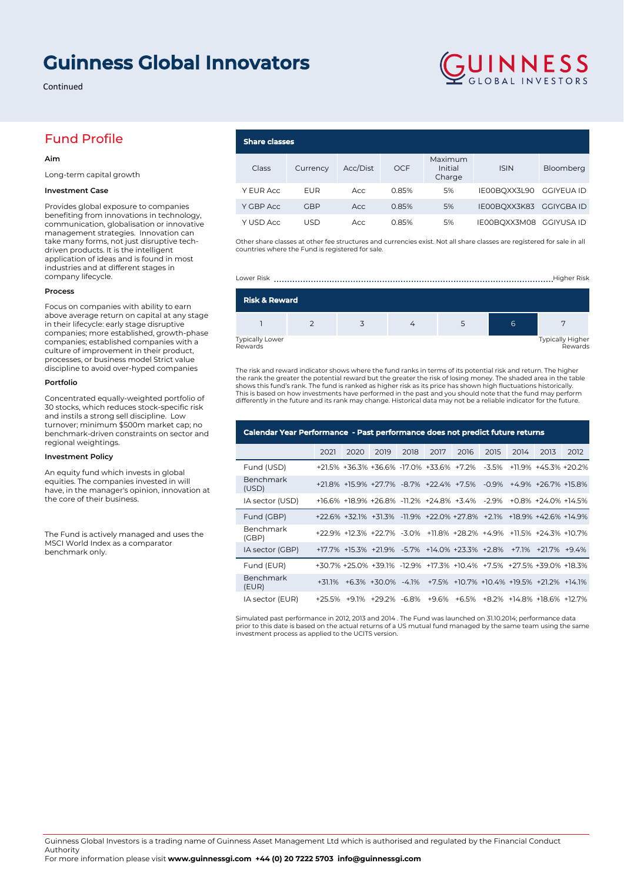# Guinness Global Innovators

Continued

## Fund Profile

### Aim

Long-term capital growth

### Investment Case

Provides global exposure to companies benefiting from innovations in technology, communication, globalisation or innovative management strategies. Innovation can take many forms, not just disruptive tech-driven products. It is the intelligent application of ideas and is found in most industries and at different stages in company lifecycle.

### Process

Focus on companies with ability to earn above average return on capital at any stage in their lifecycle: early stage disruptive companies; more established, growth-phase companies; established companies with a culture of improvement in their product, processes, or business model Strict value discipline to avoid over-hyped companies

### Portfolio

Concentrated equally-weighted portfolio of 30 stocks, which reduces stock-specific risk and instils a strong sell discipline. Low turnover; minimum $500m market cap; no benchmark-driven constraints on sector and regional weightings.

### Investment Policy

An equity fund which invests in global equities. The companies invested in will have, in the manager's opinion, innovation at the core of their business.

The Fund is actively managed and uses the MSCI World Index as a comparator benchmark only.

## Share classes

| Class | Currency | Acc/Dist | OCF | Maximum Initial Charge | ISIN | Bloomberg |
|---|---|---|---|---|---|---|
| Y EUR Acc | EUR | Acc | 0.85% | 5% | IE00BQXX3L90 | GGIYEUA ID |
| Y GBP Acc | GBP | Acc | 0.85% | 5% | IE00BQXX3K83 | GGIYGBA ID |
| Y USD Acc | USD | Acc | 0.85% | 5% | IE00BQXX3M08 | GGIYUSA ID |

Other share classes at other fee structures and currencies exist. Not all share classes are registered for sale in all countries where the Fund is registered for sale.

## Risk & Reward

Lower Risk ........ Higher Risk

| 1 | 2 | 3 | 4 | 5 | **6** | 7 |
|---|---|---|---|---|---|---|

Typically Lower Rewards — Typically Higher Rewards

The risk and reward indicator shows where the fund ranks in terms of its potential risk and return. The higher the rank the greater the potential reward but the greater the risk of losing money. The shaded area in the table shows this fund's rank. The fund is ranked as higher risk as its price has shown high fluctuations historically. This is based on how investments have performed in the past and you should note that the fund may perform differently in the future and its rank may change. Historical data may not be a reliable indicator for the future.

## Calendar Year Performance - Past performance does not predict future returns

| | 2021 | 2020 | 2019 | 2018 | 2017 | 2016 | 2015 | 2014 | 2013 | 2012 |
|---|---|---|---|---|---|---|---|---|---|---|
| Fund (USD) | +21.5% | +36.3% | +36.6% | -17.0% | +33.6% | +7.2% | -3.5% | +11.9% | +45.3% | +20.2% |
| Benchmark (USD) | +21.8% | +15.9% | +27.7% | -8.7% | +22.4% | +7.5% | -0.9% | +4.9% | +26.7% | +15.8% |
| IA sector (USD) | +16.6% | +18.9% | +26.8% | -11.2% | +24.8% | +3.4% | -2.9% | +0.8% | +24.0% | +14.5% |
| Fund (GBP) | +22.6% | +32.1% | +31.3% | -11.9% | +22.0% | +27.8% | +2.1% | +18.9% | +42.6% | +14.9% |
| Benchmark (GBP) | +22.9% | +12.3% | +22.7% | -3.0% | +11.8% | +28.2% | +4.9% | +11.5% | +24.3% | +10.7% |
| IA sector (GBP) | +17.7% | +15.3% | +21.9% | -5.7% | +14.0% | +23.3% | +2.8% | +7.1% | +21.7% | +9.4% |
| Fund (EUR) | +30.7% | +25.0% | +39.1% | -12.9% | +17.3% | +10.4% | +7.5% | +27.5% | +39.0% | +18.3% |
| Benchmark (EUR) | +31.1% | +6.3% | +30.0% | -4.1% | +7.5% | +10.7% | +10.4% | +19.5% | +21.2% | +14.1% |
| IA sector (EUR) | +25.5% | +9.1% | +29.2% | -6.8% | +9.6% | +6.5% | +8.2% | +14.8% | +18.6% | +12.7% |

Simulated past performance in 2012, 2013 and 2014 . The Fund was launched on 31.10.2014; performance data prior to this date is based on the actual returns of a US mutual fund managed by the same team using the same investment process as applied to the UCITS version.

Guinness Global Investors is a trading name of Guinness Asset Management Ltd which is authorised and regulated by the Financial Conduct Authority

For more information please visit **www.guinnessgi.com +44 (0) 20 7222 5703 info@guinnessgi.com**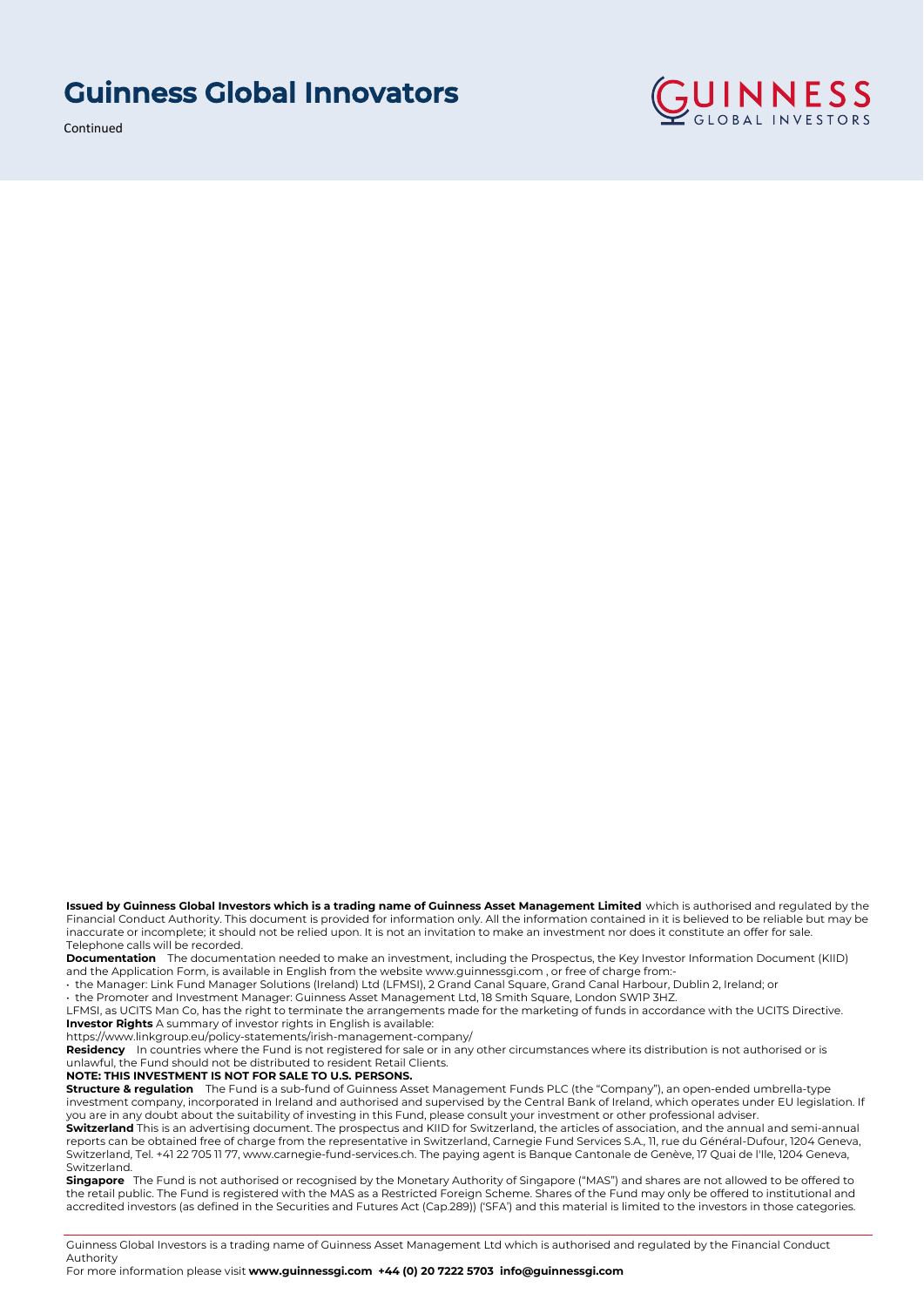**Issued by Guinness Global Investors which is a trading name of Guinness Asset Management Limited** which is authorised and regulated by the Financial Conduct Authority. This document is provided for information only. All the information contained in it is believed to be reliable but may be inaccurate or incomplete; it should not be relied upon. It is not an invitation to make an investment nor does it constitute an offer for sale. Telephone calls will be recorded.

**Documentation** The documentation needed to make an investment, including the Prospectus, the Key Investor Information Document (KIID) and the Application Form, is available in English from the website www.guinnessgi.com , or free of charge from:-

- the Manager: Link Fund Manager Solutions (Ireland) Ltd (LFMSI), 2 Grand Canal Square, Grand Canal Harbour, Dublin 2, Ireland; or
- the Promoter and Investment Manager: Guinness Asset Management Ltd, 18 Smith Square, London SW1P 3HZ.

LFMSI, as UCITS Man Co, has the right to terminate the arrangements made for the marketing of funds in accordance with the UCITS Directive.

**Investor Rights** A summary of investor rights in English is available:
https://www.linkgroup.eu/policy-statements/irish-management-company/

**Residency** In countries where the Fund is not registered for sale or in any other circumstances where its distribution is not authorised or is unlawful, the Fund should not be distributed to resident Retail Clients.

**NOTE: THIS INVESTMENT IS NOT FOR SALE TO U.S. PERSONS.**

**Structure & regulation** The Fund is a sub-fund of Guinness Asset Management Funds PLC (the "Company"), an open-ended umbrella-type investment company, incorporated in Ireland and authorised and supervised by the Central Bank of Ireland, which operates under EU legislation. If you are in any doubt about the suitability of investing in this Fund, please consult your investment or other professional adviser.

**Switzerland** This is an advertising document. The prospectus and KIID for Switzerland, the articles of association, and the annual and semi-annual reports can be obtained free of charge from the representative in Switzerland, Carnegie Fund Services S.A., 11, rue du Général-Dufour, 1204 Geneva, Switzerland, Tel. +41 22 705 11 77, www.carnegie-fund-services.ch. The paying agent is Banque Cantonale de Genève, 17 Quai de l'Ile, 1204 Geneva, Switzerland.

**Singapore** The Fund is not authorised or recognised by the Monetary Authority of Singapore ("MAS") and shares are not allowed to be offered to the retail public. The Fund is registered with the MAS as a Restricted Foreign Scheme. Shares of the Fund may only be offered to institutional and accredited investors (as defined in the Securities and Futures Act (Cap.289)) ('SFA') and this material is limited to the investors in those categories.

Guinness Global Investors is a trading name of Guinness Asset Management Ltd which is authorised and regulated by the Financial Conduct Authority

For more information please visit **www.guinnessgi.com +44 (0) 20 7222 5703 info@guinnessgi.com**